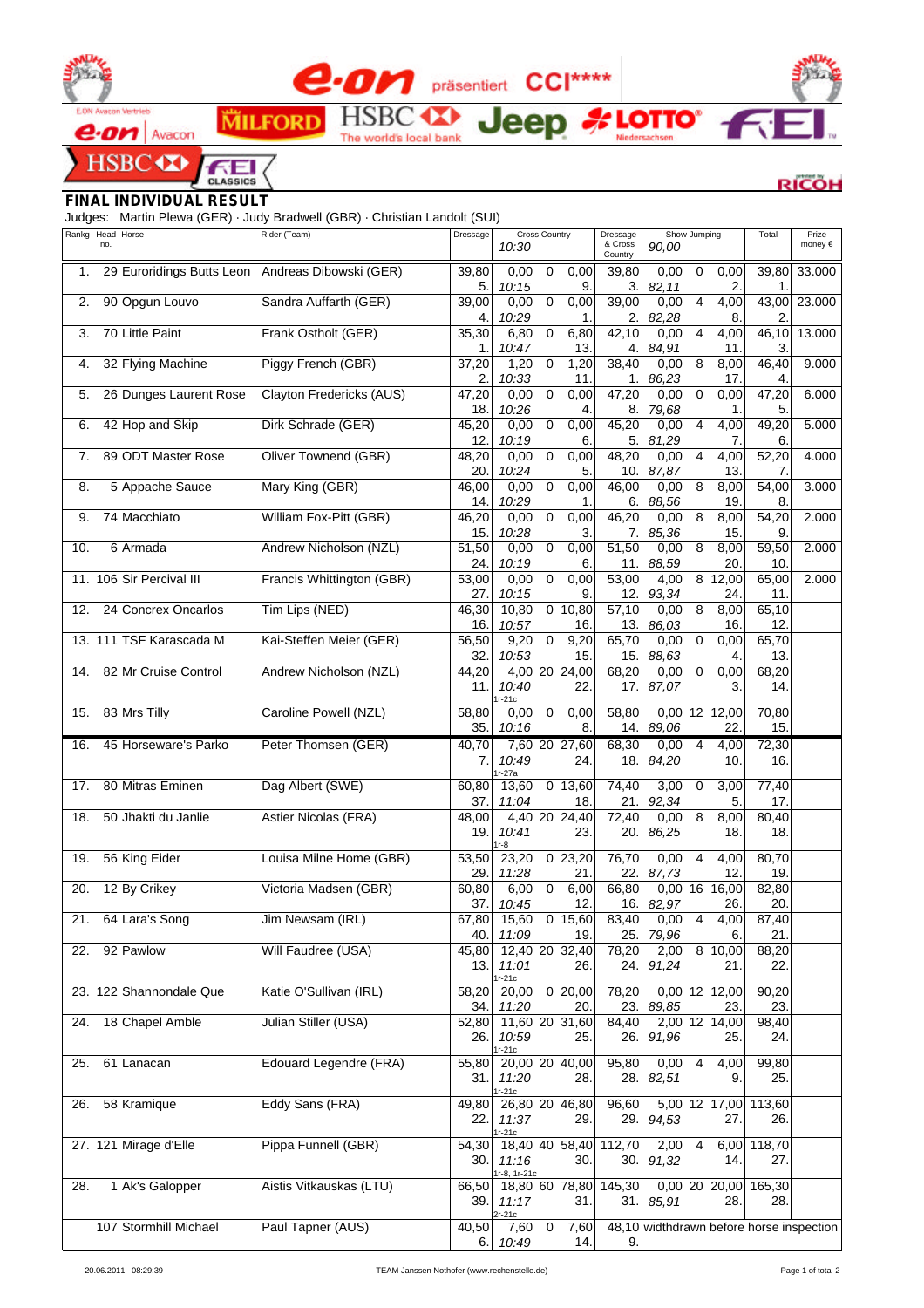e.on präsentiert CCI****

## FINAL INDIVIDUAL RESULT

Judges: Martin Plewa (GER) · Judy Bradwell (GBR) · Christian Landolt (SUI)

| Rankg | Head no. | Horse | Rider (Team) | Dressage | Cross Country 10:30 | | | Dressage & Cross Country | Show Jumping 90,00 | | | Total | Prize money € |
|---|---|---|---|---|---|---|---|---|---|---|---|---|---|
| 1. | 29 | Euroridings Butts Leon | Andreas Dibowski (GER) | 39,80 5. | 0,00 10:15 | 0 | 0,00 9. | 39,80 3. | 0,00 82,11 | 0 | 0,00 2. | 39,80 1. | 33.000 |
| 2. | 90 | Opgun Louvo | Sandra Auffarth (GER) | 39,00 4. | 0,00 10:29 | 0 | 0,00 1. | 39,00 2. | 0,00 82,28 | 4 | 4,00 8. | 43,00 2. | 23.000 |
| 3. | 70 | Little Paint | Frank Ostholt (GER) | 35,30 1. | 6,80 10:47 | 0 | 6,80 13. | 42,10 4. | 0,00 84,91 | 4 | 4,00 11. | 46,10 3. | 13.000 |
| 4. | 32 | Flying Machine | Piggy French (GBR) | 37,20 2. | 1,20 10:33 | 0 | 1,20 11. | 38,40 1. | 0,00 86,23 | 8 | 8,00 17. | 46,40 4. | 9.000 |
| 5. | 26 | Dunges Laurent Rose | Clayton Fredericks (AUS) | 47,20 18. | 0,00 10:26 | 0 | 0,00 4. | 47,20 8. | 0,00 79,68 | 0 | 0,00 1. | 47,20 5. | 6.000 |
| 6. | 42 | Hop and Skip | Dirk Schrade (GER) | 45,20 12. | 0,00 10:19 | 0 | 0,00 6. | 45,20 5. | 0,00 81,29 | 4 | 4,00 7. | 49,20 6. | 5.000 |
| 7. | 89 | ODT Master Rose | Oliver Townend (GBR) | 48,20 20. | 0,00 10:24 | 0 | 0,00 5. | 48,20 10. | 0,00 87,87 | 4 | 4,00 13. | 52,20 7. | 4.000 |
| 8. | 5 | Appache Sauce | Mary King (GBR) | 46,00 14. | 0,00 10:29 | 0 | 0,00 1. | 46,00 6. | 0,00 88,56 | 8 | 8,00 19. | 54,00 8. | 3.000 |
| 9. | 74 | Macchiato | William Fox-Pitt (GBR) | 46,20 15. | 0,00 10:28 | 0 | 0,00 3. | 46,20 7. | 0,00 85,36 | 8 | 8,00 15. | 54,20 9. | 2.000 |
| 10. | 6 | Armada | Andrew Nicholson (NZL) | 51,50 24. | 0,00 10:19 | 0 | 0,00 6. | 51,50 11. | 0,00 88,59 | 8 | 8,00 20. | 59,50 10. | 2.000 |
| 11. | 106 | Sir Percival III | Francis Whittington (GBR) | 53,00 27. | 0,00 10:15 | 0 | 0,00 9. | 53,00 12. | 4,00 93,34 | 8 | 12,00 24. | 65,00 11. | 2.000 |
| 12. | 24 | Concrex Oncarlos | Tim Lips (NED) | 46,30 16. | 10,80 10:57 | 0 | 10,80 16. | 57,10 13. | 0,00 86,03 | 8 | 8,00 16. | 65,10 12. | |
| 13. | 111 | TSF Karascada M | Kai-Steffen Meier (GER) | 56,50 32. | 9,20 10:53 | 0 | 9,20 15. | 65,70 15. | 0,00 88,63 | 0 | 0,00 4. | 65,70 13. | |
| 14. | 82 | Mr Cruise Control | Andrew Nicholson (NZL) | 44,20 11. | 4,00 10:40 1r-21c | 20 | 24,00 22. | 68,20 17. | 0,00 87,07 | 0 | 0,00 3. | 68,20 14. | |
| 15. | 83 | Mrs Tilly | Caroline Powell (NZL) | 58,80 35. | 0,00 10:16 | 0 | 0,00 8. | 58,80 14. | 0,00 89,06 | 12 | 12,00 22. | 70,80 15. | |
| 16. | 45 | Horseware's Parko | Peter Thomsen (GER) | 40,70 7. | 7,60 10:49 1r-27a | 20 | 27,60 24. | 68,30 18. | 0,00 84,20 | 4 | 4,00 10. | 72,30 16. | |
| 17. | 80 | Mitras Eminen | Dag Albert (SWE) | 60,80 37. | 13,60 11:04 | 0 | 13,60 18. | 74,40 21. | 3,00 92,34 | 0 | 3,00 5. | 77,40 17. | |
| 18. | 50 | Jhakti du Janlie | Astier Nicolas (FRA) | 48,00 19. | 4,40 10:41 1r-8 | 20 | 24,40 23. | 72,40 20. | 0,00 86,25 | 8 | 8,00 18. | 80,40 18. | |
| 19. | 56 | King Eider | Louisa Milne Home (GBR) | 53,50 29. | 23,20 11:28 | 0 | 23,20 21. | 76,70 22. | 0,00 87,73 | 4 | 4,00 12. | 80,70 19. | |
| 20. | 12 | By Crikey | Victoria Madsen (GBR) | 60,80 37. | 6,00 10:45 | 0 | 6,00 12. | 66,80 16. | 0,00 82,97 | 16 | 16,00 26. | 82,80 20. | |
| 21. | 64 | Lara's Song | Jim Newsam (IRL) | 67,80 40. | 15,60 11:09 | 0 | 15,60 19. | 83,40 25. | 0,00 79,96 | 4 | 4,00 6. | 87,40 21. | |
| 22. | 92 | Pawlow | Will Faudree (USA) | 45,80 13. | 12,40 11:01 1r-21c | 20 | 32,40 26. | 78,20 24. | 2,00 91,24 | 8 | 10,00 21. | 88,20 22. | |
| 23. | 122 | Shannondale Que | Katie O'Sullivan (IRL) | 58,20 34. | 20,00 11:20 | 0 | 20,00 20. | 78,20 23. | 0,00 89,85 | 12 | 12,00 23. | 90,20 23. | |
| 24. | 18 | Chapel Amble | Julian Stiller (USA) | 52,80 26. | 11,60 10:59 1r-21c | 20 | 31,60 25. | 84,40 26. | 2,00 91,96 | 12 | 14,00 25. | 98,40 24. | |
| 25. | 61 | Lanacan | Edouard Legendre (FRA) | 55,80 31. | 20,00 11:20 1r-21c | 20 | 40,00 28. | 95,80 28. | 0,00 82,51 | 4 | 4,00 9. | 99,80 25. | |
| 26. | 58 | Kramique | Eddy Sans (FRA) | 49,80 22. | 26,80 11:37 1r-21c | 20 | 46,80 29. | 96,60 29. | 5,00 94,53 | 12 | 17,00 27. | 113,60 26. | |
| 27. | 121 | Mirage d'Elle | Pippa Funnell (GBR) | 54,30 30. | 18,40 11:16 1r-8, 1r-21c | 40 | 58,40 30. | 112,70 30. | 2,00 91,32 | 4 | 6,00 14. | 118,70 27. | |
| 28. | 1 | Ak's Galopper | Aistis Vitkauskas (LTU) | 66,50 39. | 18,80 11:17 2r-21c | 60 | 78,80 31. | 145,30 31. | 0,00 85,91 | 20 | 20,00 28. | 165,30 28. | |
| | 107 | Stormhill Michael | Paul Tapner (AUS) | 40,50 6. | 7,60 10:49 | 0 | 7,60 14. | 48,10 9. | widthdrawn before horse inspection | | | | |

20.06.2011 08:29:39 · TEAM Janssen-Nothofer (www.rechenstelle.de)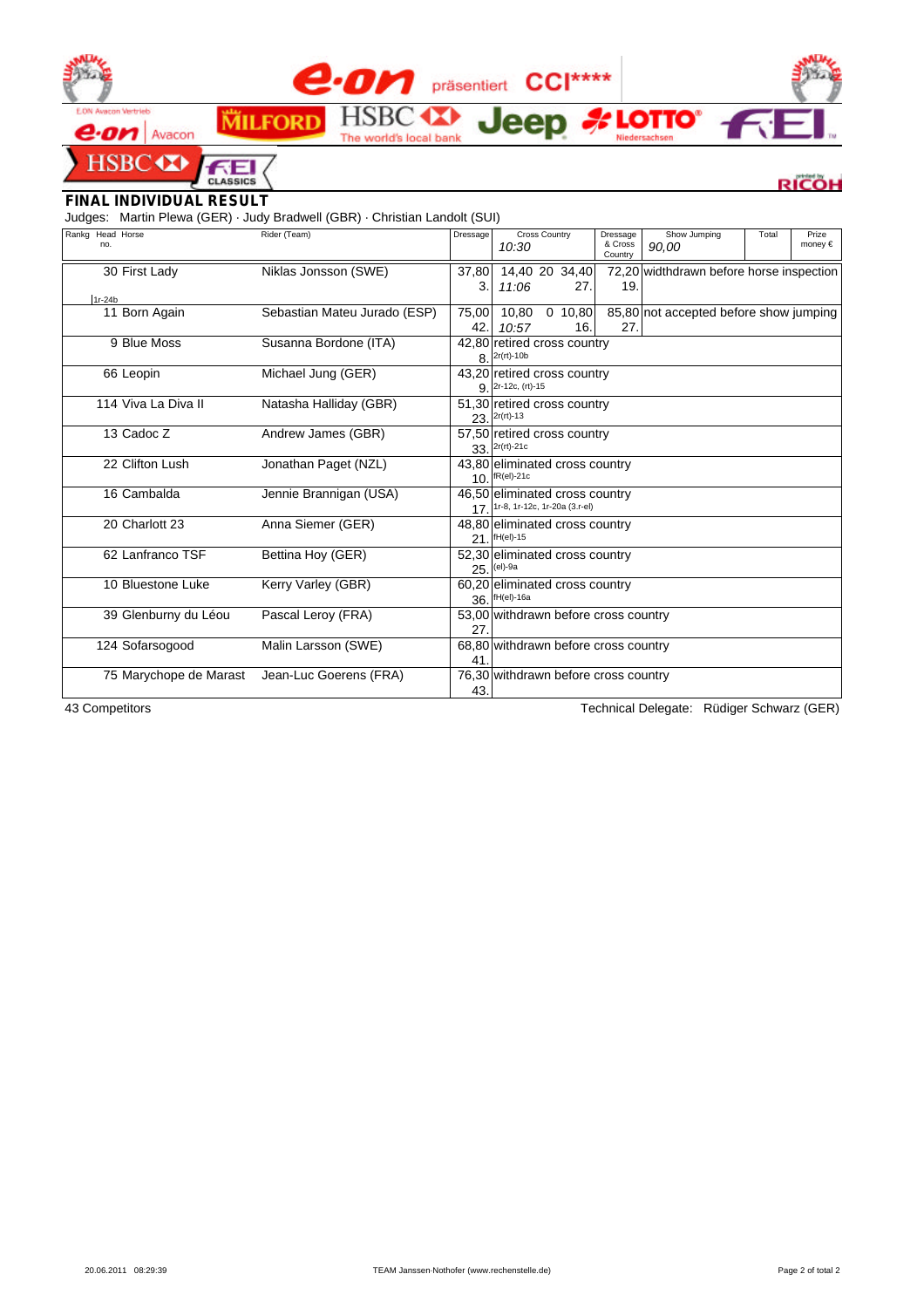e.on präsentiert CCI****

## FINAL INDIVIDUAL RESULT

Judges: Martin Plewa (GER) · Judy Bradwell (GBR) · Christian Landolt (SUI)

| Rankg | Head no. | Horse | Rider (Team) | Dressage | Cross Country 10:30 | | | Dressage & Cross Country | Show Jumping 90,00 | Total | Prize money € |
|---|---|---|---|---|---|---|---|---|---|---|---|
| | 30 | First Lady | Niklas Jonsson (SWE) | 37,80 3. | 14,40 11:06 | 20 | 34,40 27. | 72,20 19. | widthdrawn before horse inspection | | |
| 1r-24b | | | | | | | | | | | |
| | 11 | Born Again | Sebastian Mateu Jurado (ESP) | 75,00 42. | 10,80 10:57 | 0 | 10,80 16. | 85,80 27. | not accepted before show jumping | | |
| | 9 | Blue Moss | Susanna Bordone (ITA) | 42,80 8. | retired cross country 2r(rt)-10b | | | | | | |
| | 66 | Leopin | Michael Jung (GER) | 43,20 9. | retired cross country 2r-12c, (rt)-15 | | | | | | |
| | 114 | Viva La Diva II | Natasha Halliday (GBR) | 51,30 23. | retired cross country 2r(rt)-13 | | | | | | |
| | 13 | Cadoc Z | Andrew James (GBR) | 57,50 33. | retired cross country 2r(rt)-21c | | | | | | |
| | 22 | Clifton Lush | Jonathan Paget (NZL) | 43,80 10. | eliminated cross country fR(el)-21c | | | | | | |
| | 16 | Cambalda | Jennie Brannigan (USA) | 46,50 17. | eliminated cross country 1r-8, 1r-12c, 1r-20a (3.r-el) | | | | | | |
| | 20 | Charlott 23 | Anna Siemer (GER) | 48,80 21. | eliminated cross country fH(el)-15 | | | | | | |
| | 62 | Lanfranco TSF | Bettina Hoy (GER) | 52,30 25. | eliminated cross country (el)-9a | | | | | | |
| | 10 | Bluestone Luke | Kerry Varley (GBR) | 60,20 36. | eliminated cross country fH(el)-16a | | | | | | |
| | 39 | Glenburny du Léou | Pascal Leroy (FRA) | 53,00 27. | withdrawn before cross country | | | | | | |
| | 124 | Sofarsogood | Malin Larsson (SWE) | 68,80 41. | withdrawn before cross country | | | | | | |
| | 75 | Marychope de Marast | Jean-Luc Goerens (FRA) | 76,30 43. | withdrawn before cross country | | | | | | |

43 Competitors

Technical Delegate: Rüdiger Schwarz (GER)

20.06.2011 08:29:39 TEAM Janssen·Nothofer (www.rechenstelle.de)